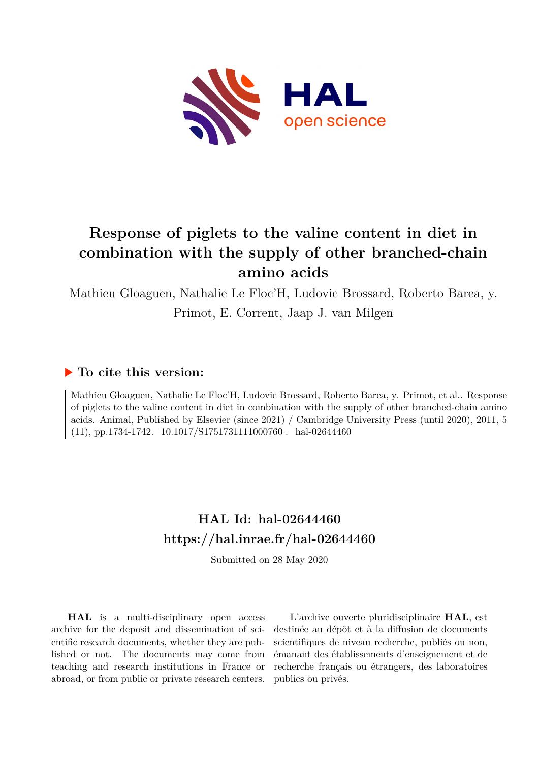# Response of piglets to the valine content in diet in combination with the supply of other branched-chain amino acids

Mathieu Gloaguen, Nathalie Le Floc'H, Ludovic Brossard, Roberto Barea, y. Primot, E. Corrent, Jaap J. van Milgen

## ▶ To cite this version:

Mathieu Gloaguen, Nathalie Le Floc'H, Ludovic Brossard, Roberto Barea, y. Primot, et al.. Response of piglets to the valine content in diet in combination with the supply of other branched-chain amino acids. Animal, Published by Elsevier (since 2021) / Cambridge University Press (until 2020), 2011, 5 (11), pp.1734-1742. 10.1017/S1751731111000760 . hal-02644460

## HAL Id: hal-02644460

## https://hal.inrae.fr/hal-02644460

Submitted on 28 May 2020

**HAL** is a multi-disciplinary open access archive for the deposit and dissemination of scientific research documents, whether they are published or not. The documents may come from teaching and research institutions in France or abroad, or from public or private research centers.

L'archive ouverte pluridisciplinaire **HAL**, est destinée au dépôt et à la diffusion de documents scientifiques de niveau recherche, publiés ou non, émanant des établissements d'enseignement et de recherche français ou étrangers, des laboratoires publics ou privés.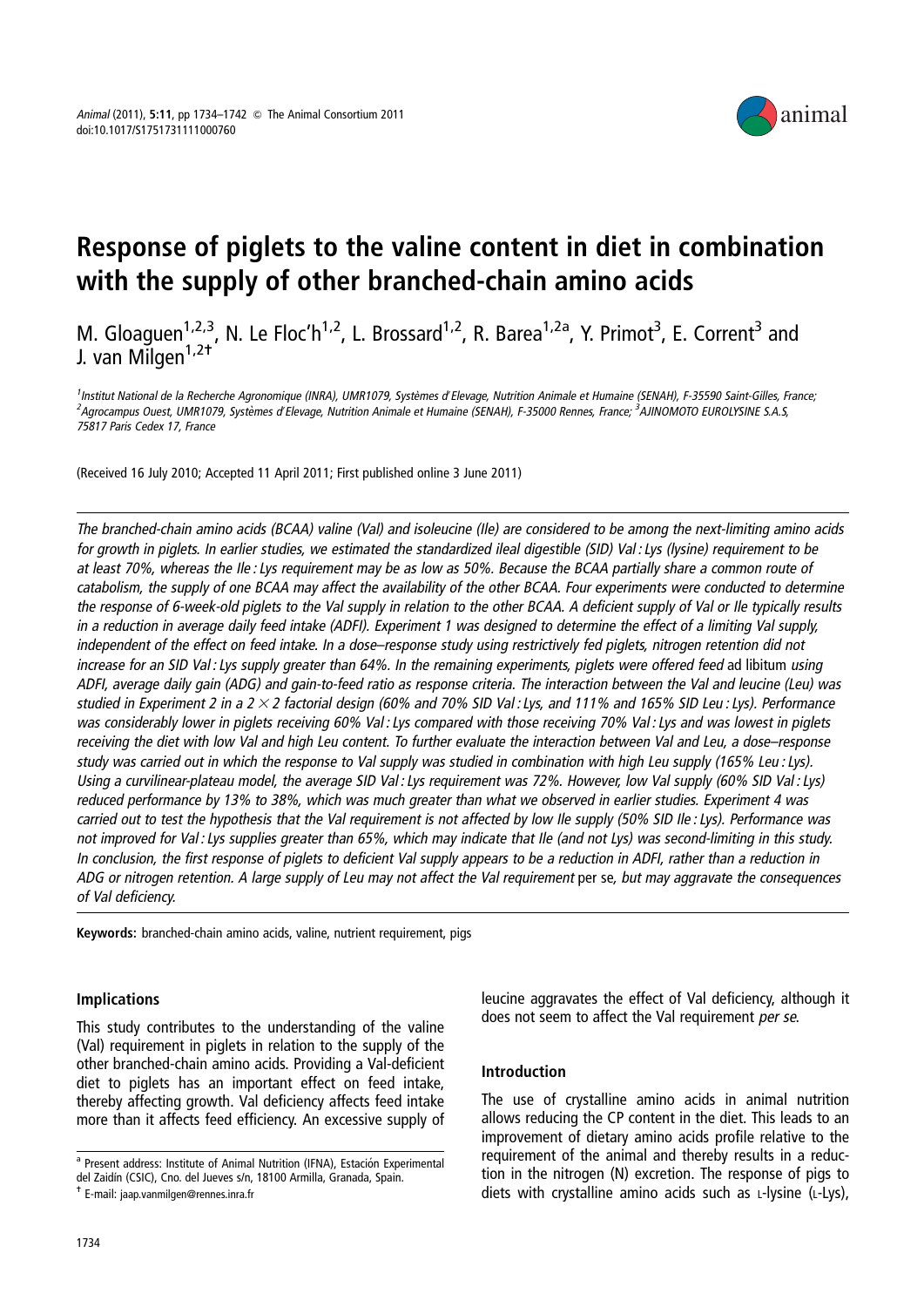# Response of piglets to the valine content in diet in combination with the supply of other branched-chain amino acids

M. Gloaguen[1,2,3], N. Le Floc'h[1,2], L. Brossard[1,2], R. Barea[1,2a], Y. Primot[3], E. Corrent[3] and J. van Milgen[1,2†]

[1]Institut National de la Recherche Agronomique (INRA), UMR1079, Systèmes d'Elevage, Nutrition Animale et Humaine (SENAH), F-35590 Saint-Gilles, France; [2]Agrocampus Ouest, UMR1079, Systèmes d'Elevage, Nutrition Animale et Humaine (SENAH), F-35000 Rennes, France; [3]AJINOMOTO EUROLYSINE S.A.S, 75817 Paris Cedex 17, France

(Received 16 July 2010; Accepted 11 April 2011; First published online 3 June 2011)

*The branched-chain amino acids (BCAA) valine (Val) and isoleucine (Ile) are considered to be among the next-limiting amino acids for growth in piglets. In earlier studies, we estimated the standardized ileal digestible (SID) Val : Lys (lysine) requirement to be at least 70%, whereas the Ile : Lys requirement may be as low as 50%. Because the BCAA partially share a common route of catabolism, the supply of one BCAA may affect the availability of the other BCAA. Four experiments were conducted to determine the response of 6-week-old piglets to the Val supply in relation to the other BCAA. A deficient supply of Val or Ile typically results in a reduction in average daily feed intake (ADFI). Experiment 1 was designed to determine the effect of a limiting Val supply, independent of the effect on feed intake. In a dose–response study using restrictively fed piglets, nitrogen retention did not increase for an SID Val : Lys supply greater than 64%. In the remaining experiments, piglets were offered feed* ad libitum *using ADFI, average daily gain (ADG) and gain-to-feed ratio as response criteria. The interaction between the Val and leucine (Leu) was studied in Experiment 2 in a 2 × 2 factorial design (60% and 70% SID Val : Lys, and 111% and 165% SID Leu : Lys). Performance was considerably lower in piglets receiving 60% Val : Lys compared with those receiving 70% Val : Lys and was lowest in piglets receiving the diet with low Val and high Leu content. To further evaluate the interaction between Val and Leu, a dose–response study was carried out in which the response to Val supply was studied in combination with high Leu supply (165% Leu : Lys). Using a curvilinear-plateau model, the average SID Val : Lys requirement was 72%. However, low Val supply (60% SID Val : Lys) reduced performance by 13% to 38%, which was much greater than what we observed in earlier studies. Experiment 4 was carried out to test the hypothesis that the Val requirement is not affected by low Ile supply (50% SID Ile : Lys). Performance was not improved for Val : Lys supplies greater than 65%, which may indicate that Ile (and not Lys) was second-limiting in this study. In conclusion, the first response of piglets to deficient Val supply appears to be a reduction in ADFI, rather than a reduction in ADG or nitrogen retention. A large supply of Leu may not affect the Val requirement* per se*, but may aggravate the consequences of Val deficiency.*

**Keywords:** branched-chain amino acids, valine, nutrient requirement, pigs

## Implications

This study contributes to the understanding of the valine (Val) requirement in piglets in relation to the supply of the other branched-chain amino acids. Providing a Val-deficient diet to piglets has an important effect on feed intake, thereby affecting growth. Val deficiency affects feed intake more than it affects feed efficiency. An excessive supply of leucine aggravates the effect of Val deficiency, although it does not seem to affect the Val requirement *per se*.

## Introduction

The use of crystalline amino acids in animal nutrition allows reducing the CP content in the diet. This leads to an improvement of dietary amino acids profile relative to the requirement of the animal and thereby results in a reduction in the nitrogen (N) excretion. The response of pigs to diets with crystalline amino acids such as L-lysine (L-Lys),

[a] Present address: Institute of Animal Nutrition (IFNA), Estación Experimental del Zaidín (CSIC), Cno. del Jueves s/n, 18100 Armilla, Granada, Spain.

† E-mail: jaap.vanmilgen@rennes.inra.fr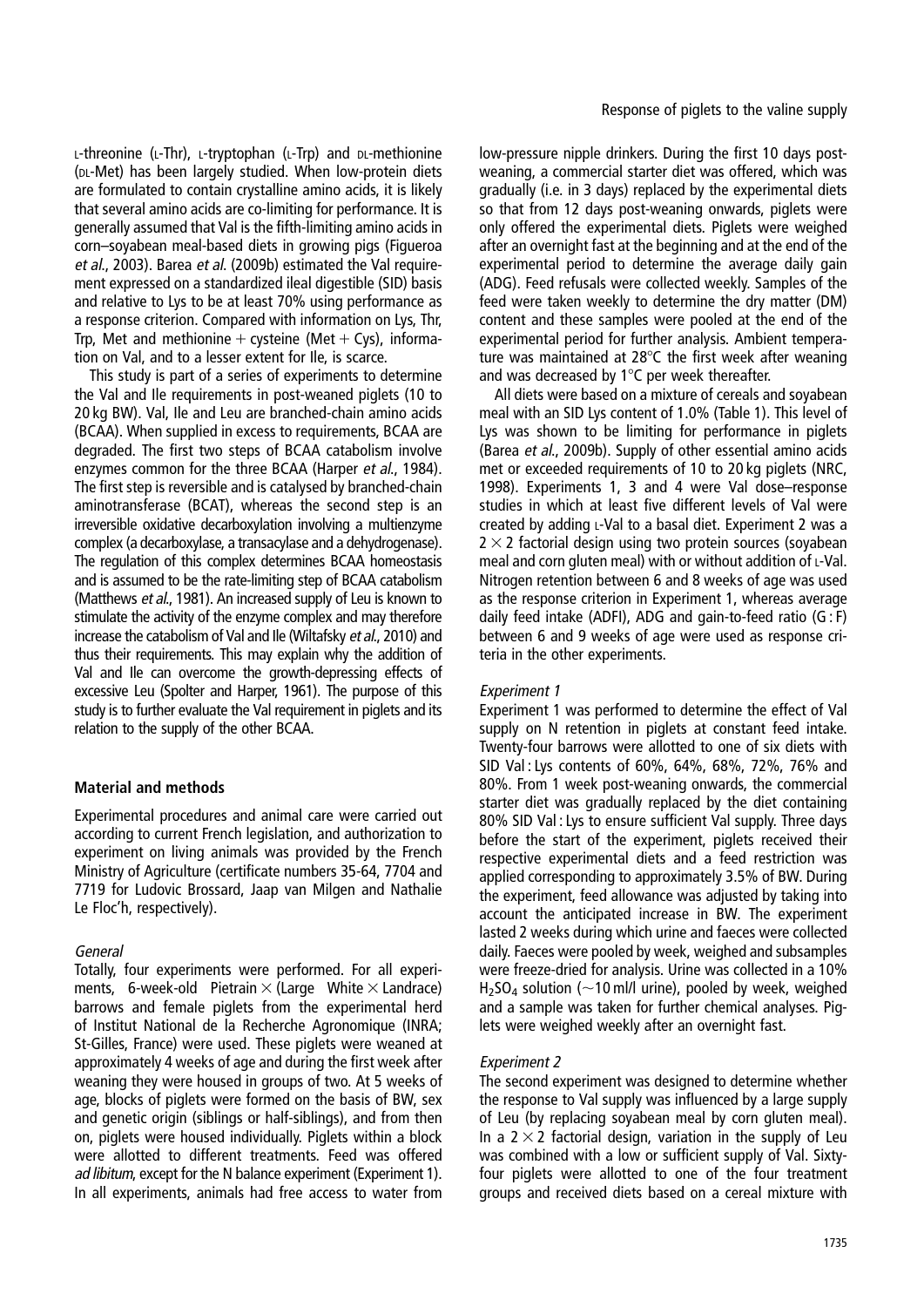L-threonine (L-Thr), L-tryptophan (L-Trp) and DL-methionine (DL-Met) has been largely studied. When low-protein diets are formulated to contain crystalline amino acids, it is likely that several amino acids are co-limiting for performance. It is generally assumed that Val is the fifth-limiting amino acids in corn–soyabean meal-based diets in growing pigs (Figueroa *et al.*, 2003). Barea *et al.* (2009b) estimated the Val requirement expressed on a standardized ileal digestible (SID) basis and relative to Lys to be at least 70% using performance as a response criterion. Compared with information on Lys, Thr, Trp, Met and methionine + cysteine (Met + Cys), information on Val, and to a lesser extent for Ile, is scarce.

This study is part of a series of experiments to determine the Val and Ile requirements in post-weaned piglets (10 to 20 kg BW). Val, Ile and Leu are branched-chain amino acids (BCAA). When supplied in excess to requirements, BCAA are degraded. The first two steps of BCAA catabolism involve enzymes common for the three BCAA (Harper *et al.*, 1984). The first step is reversible and is catalysed by branched-chain aminotransferase (BCAT), whereas the second step is an irreversible oxidative decarboxylation involving a multienzyme complex (a decarboxylase, a transacylase and a dehydrogenase). The regulation of this complex determines BCAA homeostasis and is assumed to be the rate-limiting step of BCAA catabolism (Matthews *et al.*, 1981). An increased supply of Leu is known to stimulate the activity of the enzyme complex and may therefore increase the catabolism of Val and Ile (Wiltafsky *et al.*, 2010) and thus their requirements. This may explain why the addition of Val and Ile can overcome the growth-depressing effects of excessive Leu (Spolter and Harper, 1961). The purpose of this study is to further evaluate the Val requirement in piglets and its relation to the supply of the other BCAA.

## Material and methods

Experimental procedures and animal care were carried out according to current French legislation, and authorization to experiment on living animals was provided by the French Ministry of Agriculture (certificate numbers 35-64, 7704 and 7719 for Ludovic Brossard, Jaap van Milgen and Nathalie Le Floc'h, respectively).

### *General*

Totally, four experiments were performed. For all experiments, 6-week-old Pietrain × (Large White × Landrace) barrows and female piglets from the experimental herd of Institut National de la Recherche Agronomique (INRA; St-Gilles, France) were used. These piglets were weaned at approximately 4 weeks of age and during the first week after weaning they were housed in groups of two. At 5 weeks of age, blocks of piglets were formed on the basis of BW, sex and genetic origin (siblings or half-siblings), and from then on, piglets were housed individually. Piglets within a block were allotted to different treatments. Feed was offered *ad libitum*, except for the N balance experiment (Experiment 1). In all experiments, animals had free access to water from low-pressure nipple drinkers. During the first 10 days post-weaning, a commercial starter diet was offered, which was gradually (i.e. in 3 days) replaced by the experimental diets so that from 12 days post-weaning onwards, piglets were only offered the experimental diets. Piglets were weighed after an overnight fast at the beginning and at the end of the experimental period to determine the average daily gain (ADG). Feed refusals were collected weekly. Samples of the feed were taken weekly to determine the dry matter (DM) content and these samples were pooled at the end of the experimental period for further analysis. Ambient temperature was maintained at 28°C the first week after weaning and was decreased by 1°C per week thereafter.

All diets were based on a mixture of cereals and soyabean meal with an SID Lys content of 1.0% (Table 1). This level of Lys was shown to be limiting for performance in piglets (Barea *et al.*, 2009b). Supply of other essential amino acids met or exceeded requirements of 10 to 20 kg piglets (NRC, 1998). Experiments 1, 3 and 4 were Val dose–response studies in which at least five different levels of Val were created by adding L-Val to a basal diet. Experiment 2 was a 2 × 2 factorial design using two protein sources (soyabean meal and corn gluten meal) with or without addition of L-Val. Nitrogen retention between 6 and 8 weeks of age was used as the response criterion in Experiment 1, whereas average daily feed intake (ADFI), ADG and gain-to-feed ratio (G : F) between 6 and 9 weeks of age were used as response criteria in the other experiments.

### *Experiment 1*

Experiment 1 was performed to determine the effect of Val supply on N retention in piglets at constant feed intake. Twenty-four barrows were allotted to one of six diets with SID Val : Lys contents of 60%, 64%, 68%, 72%, 76% and 80%. From 1 week post-weaning onwards, the commercial starter diet was gradually replaced by the diet containing 80% SID Val : Lys to ensure sufficient Val supply. Three days before the start of the experiment, piglets received their respective experimental diets and a feed restriction was applied corresponding to approximately 3.5% of BW. During the experiment, feed allowance was adjusted by taking into account the anticipated increase in BW. The experiment lasted 2 weeks during which urine and faeces were collected daily. Faeces were pooled by week, weighed and subsamples were freeze-dried for analysis. Urine was collected in a 10% $H_2SO_4$ solution (~10 ml/l urine), pooled by week, weighed and a sample was taken for further chemical analyses. Piglets were weighed weekly after an overnight fast.

### *Experiment 2*

The second experiment was designed to determine whether the response to Val supply was influenced by a large supply of Leu (by replacing soyabean meal by corn gluten meal). In a 2 × 2 factorial design, variation in the supply of Leu was combined with a low or sufficient supply of Val. Sixty-four piglets were allotted to one of the four treatment groups and received diets based on a cereal mixture with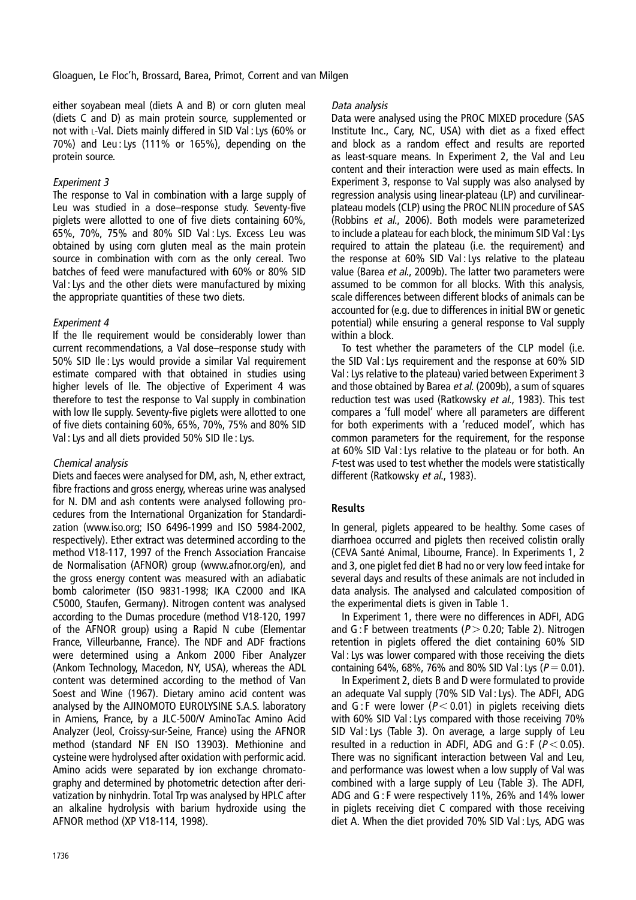either soyabean meal (diets A and B) or corn gluten meal (diets C and D) as main protein source, supplemented or not with L-Val. Diets mainly differed in SID Val : Lys (60% or 70%) and Leu : Lys (111% or 165%), depending on the protein source.

*Experiment 3*

The response to Val in combination with a large supply of Leu was studied in a dose–response study. Seventy-five piglets were allotted to one of five diets containing 60%, 65%, 70%, 75% and 80% SID Val : Lys. Excess Leu was obtained by using corn gluten meal as the main protein source in combination with corn as the only cereal. Two batches of feed were manufactured with 60% or 80% SID Val : Lys and the other diets were manufactured by mixing the appropriate quantities of these two diets.

*Experiment 4*

If the Ile requirement would be considerably lower than current recommendations, a Val dose–response study with 50% SID Ile : Lys would provide a similar Val requirement estimate compared with that obtained in studies using higher levels of Ile. The objective of Experiment 4 was therefore to test the response to Val supply in combination with low Ile supply. Seventy-five piglets were allotted to one of five diets containing 60%, 65%, 70%, 75% and 80% SID Val : Lys and all diets provided 50% SID Ile : Lys.

*Chemical analysis*

Diets and faeces were analysed for DM, ash, N, ether extract, fibre fractions and gross energy, whereas urine was analysed for N. DM and ash contents were analysed following procedures from the International Organization for Standardization (www.iso.org; ISO 6496-1999 and ISO 5984-2002, respectively). Ether extract was determined according to the method V18-117, 1997 of the French Association Francaise de Normalisation (AFNOR) group (www.afnor.org/en), and the gross energy content was measured with an adiabatic bomb calorimeter (ISO 9831-1998; IKA C2000 and IKA C5000, Staufen, Germany). Nitrogen content was analysed according to the Dumas procedure (method V18-120, 1997 of the AFNOR group) using a Rapid N cube (Elementar France, Villeurbanne, France). The NDF and ADF fractions were determined using a Ankom 2000 Fiber Analyzer (Ankom Technology, Macedon, NY, USA), whereas the ADL content was determined according to the method of Van Soest and Wine (1967). Dietary amino acid content was analysed by the AJINOMOTO EUROLYSINE S.A.S. laboratory in Amiens, France, by a JLC-500/V AminoTac Amino Acid Analyzer (Jeol, Croissy-sur-Seine, France) using the AFNOR method (standard NF EN ISO 13903). Methionine and cysteine were hydrolysed after oxidation with performic acid. Amino acids were separated by ion exchange chromatography and determined by photometric detection after derivatization by ninhydrin. Total Trp was analysed by HPLC after an alkaline hydrolysis with barium hydroxide using the AFNOR method (XP V18-114, 1998).

*Data analysis*

Data were analysed using the PROC MIXED procedure (SAS Institute Inc., Cary, NC, USA) with diet as a fixed effect and block as a random effect and results are reported as least-square means. In Experiment 2, the Val and Leu content and their interaction were used as main effects. In Experiment 3, response to Val supply was also analysed by regression analysis using linear-plateau (LP) and curvilinear-plateau models (CLP) using the PROC NLIN procedure of SAS (Robbins *et al.*, 2006). Both models were parameterized to include a plateau for each block, the minimum SID Val : Lys required to attain the plateau (i.e. the requirement) and the response at 60% SID Val : Lys relative to the plateau value (Barea *et al.*, 2009b). The latter two parameters were assumed to be common for all blocks. With this analysis, scale differences between different blocks of animals can be accounted for (e.g. due to differences in initial BW or genetic potential) while ensuring a general response to Val supply within a block.

To test whether the parameters of the CLP model (i.e. the SID Val : Lys requirement and the response at 60% SID Val : Lys relative to the plateau) varied between Experiment 3 and those obtained by Barea *et al.* (2009b), a sum of squares reduction test was used (Ratkowsky *et al.*, 1983). This test compares a 'full model' where all parameters are different for both experiments with a 'reduced model', which has common parameters for the requirement, for the response at 60% SID Val : Lys relative to the plateau or for both. An *F*-test was used to test whether the models were statistically different (Ratkowsky *et al.*, 1983).

## Results

In general, piglets appeared to be healthy. Some cases of diarrhoea occurred and piglets then received colistin orally (CEVA Santé Animal, Libourne, France). In Experiments 1, 2 and 3, one piglet fed diet B had no or very low feed intake for several days and results of these animals are not included in data analysis. The analysed and calculated composition of the experimental diets is given in Table 1.

In Experiment 1, there were no differences in ADFI, ADG and G : F between treatments ($P > 0.20$; Table 2). Nitrogen retention in piglets offered the diet containing 60% SID Val : Lys was lower compared with those receiving the diets containing 64%, 68%, 76% and 80% SID Val : Lys ($P = 0.01$).

In Experiment 2, diets B and D were formulated to provide an adequate Val supply (70% SID Val : Lys). The ADFI, ADG and G : F were lower ($P < 0.01$) in piglets receiving diets with 60% SID Val : Lys compared with those receiving 70% SID Val : Lys (Table 3). On average, a large supply of Leu resulted in a reduction in ADFI, ADG and G : F ($P < 0.05$). There was no significant interaction between Val and Leu, and performance was lowest when a low supply of Val was combined with a large supply of Leu (Table 3). The ADFI, ADG and G : F were respectively 11%, 26% and 14% lower in piglets receiving diet C compared with those receiving diet A. When the diet provided 70% SID Val : Lys, ADG was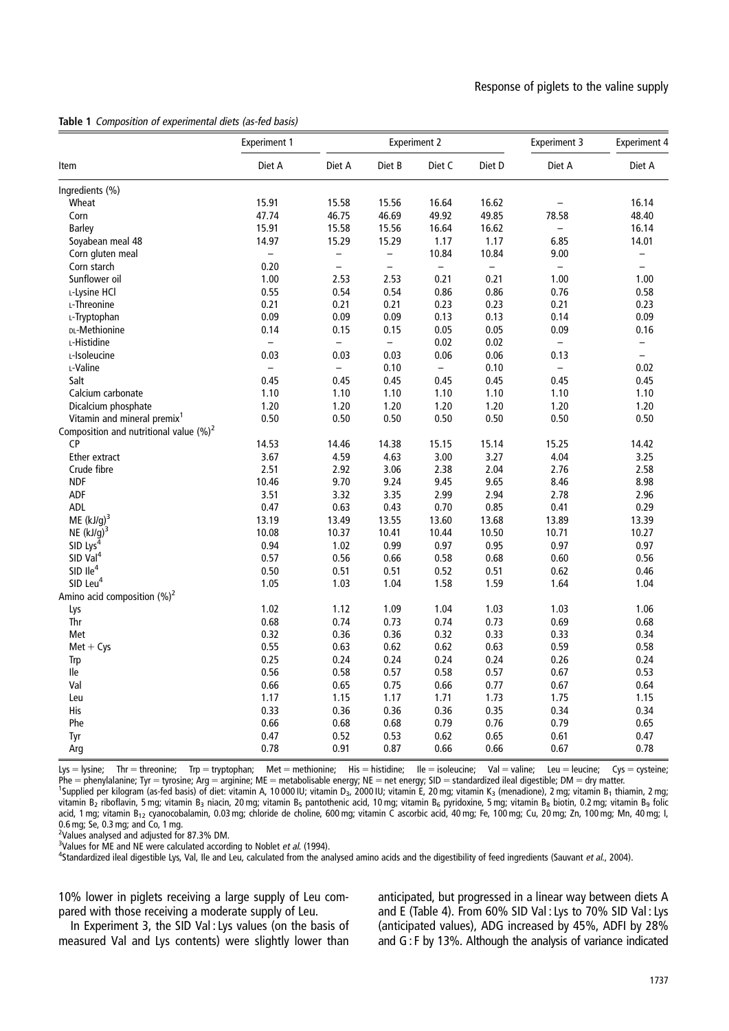**Table 1** *Composition of experimental diets (as-fed basis)*

| Item | Experiment 1 | Experiment 2 | | | | Experiment 3 | Experiment 4 |
|---|---|---|---|---|---|---|---|
| | Diet A | Diet A | Diet B | Diet C | Diet D | Diet A | Diet A |
| Ingredients (%) | | | | | | | |
| Wheat | 15.91 | 15.58 | 15.56 | 16.64 | 16.62 | – | 16.14 |
| Corn | 47.74 | 46.75 | 46.69 | 49.92 | 49.85 | 78.58 | 48.40 |
| Barley | 15.91 | 15.58 | 15.56 | 16.64 | 16.62 | – | 16.14 |
| Soyabean meal 48 | 14.97 | 15.29 | 15.29 | 1.17 | 1.17 | 6.85 | 14.01 |
| Corn gluten meal | – | – | – | 10.84 | 10.84 | 9.00 | – |
| Corn starch | 0.20 | – | – | – | – | – | – |
| Sunflower oil | 1.00 | 2.53 | 2.53 | 0.21 | 0.21 | 1.00 | 1.00 |
| L-Lysine HCl | 0.55 | 0.54 | 0.54 | 0.86 | 0.86 | 0.76 | 0.58 |
| L-Threonine | 0.21 | 0.21 | 0.21 | 0.23 | 0.23 | 0.21 | 0.23 |
| L-Tryptophan | 0.09 | 0.09 | 0.09 | 0.13 | 0.13 | 0.14 | 0.09 |
| DL-Methionine | 0.14 | 0.15 | 0.15 | 0.05 | 0.05 | 0.09 | 0.16 |
| L-Histidine | – | – | – | 0.02 | 0.02 | – | – |
| L-Isoleucine | 0.03 | 0.03 | 0.03 | 0.06 | 0.06 | 0.13 | – |
| L-Valine | – | – | 0.10 | – | 0.10 | – | 0.02 |
| Salt | 0.45 | 0.45 | 0.45 | 0.45 | 0.45 | 0.45 | 0.45 |
| Calcium carbonate | 1.10 | 1.10 | 1.10 | 1.10 | 1.10 | 1.10 | 1.10 |
| Dicalcium phosphate | 1.20 | 1.20 | 1.20 | 1.20 | 1.20 | 1.20 | 1.20 |
| Vitamin and mineral premix[1] | 0.50 | 0.50 | 0.50 | 0.50 | 0.50 | 0.50 | 0.50 |
| Composition and nutritional value (%)[2] | | | | | | | |
| CP | 14.53 | 14.46 | 14.38 | 15.15 | 15.14 | 15.25 | 14.42 |
| Ether extract | 3.67 | 4.59 | 4.63 | 3.00 | 3.27 | 4.04 | 3.25 |
| Crude fibre | 2.51 | 2.92 | 3.06 | 2.38 | 2.04 | 2.76 | 2.58 |
| NDF | 10.46 | 9.70 | 9.24 | 9.45 | 9.65 | 8.46 | 8.98 |
| ADF | 3.51 | 3.32 | 3.35 | 2.99 | 2.94 | 2.78 | 2.96 |
| ADL | 0.47 | 0.63 | 0.43 | 0.70 | 0.85 | 0.41 | 0.29 |
| ME (kJ/g)[3] | 13.19 | 13.49 | 13.55 | 13.60 | 13.68 | 13.89 | 13.39 |
| NE (kJ/g)[3] | 10.08 | 10.37 | 10.41 | 10.44 | 10.50 | 10.71 | 10.27 |
| SID Lys[4] | 0.94 | 1.02 | 0.99 | 0.97 | 0.95 | 0.97 | 0.97 |
| SID Val[4] | 0.57 | 0.56 | 0.66 | 0.58 | 0.68 | 0.60 | 0.56 |
| SID Ile[4] | 0.50 | 0.51 | 0.51 | 0.52 | 0.51 | 0.62 | 0.46 |
| SID Leu[4] | 1.05 | 1.03 | 1.04 | 1.58 | 1.59 | 1.64 | 1.04 |
| Amino acid composition (%)[2] | | | | | | | |
| Lys | 1.02 | 1.12 | 1.09 | 1.04 | 1.03 | 1.03 | 1.06 |
| Thr | 0.68 | 0.74 | 0.73 | 0.74 | 0.73 | 0.69 | 0.68 |
| Met | 0.32 | 0.36 | 0.36 | 0.32 | 0.33 | 0.33 | 0.34 |
| Met + Cys | 0.55 | 0.63 | 0.62 | 0.62 | 0.63 | 0.59 | 0.58 |
| Trp | 0.25 | 0.24 | 0.24 | 0.24 | 0.24 | 0.26 | 0.24 |
| Ile | 0.56 | 0.58 | 0.57 | 0.58 | 0.57 | 0.67 | 0.53 |
| Val | 0.66 | 0.65 | 0.75 | 0.66 | 0.77 | 0.67 | 0.64 |
| Leu | 1.17 | 1.15 | 1.17 | 1.71 | 1.73 | 1.75 | 1.15 |
| His | 0.33 | 0.36 | 0.36 | 0.36 | 0.35 | 0.34 | 0.34 |
| Phe | 0.66 | 0.68 | 0.68 | 0.79 | 0.76 | 0.79 | 0.65 |
| Tyr | 0.47 | 0.52 | 0.53 | 0.62 | 0.65 | 0.61 | 0.47 |
| Arg | 0.78 | 0.91 | 0.87 | 0.66 | 0.66 | 0.67 | 0.78 |

Lys = lysine; Thr = threonine; Trp = tryptophan; Met = methionine; His = histidine; Ile = isoleucine; Val = valine; Leu = leucine; Cys = cysteine; Phe = phenylalanine; Tyr = tyrosine; Arg = arginine; ME = metabolisable energy; NE = net energy; SID = standardized ileal digestible; DM = dry matter.

[1]Supplied per kilogram (as-fed basis) of diet: vitamin A, 10 000 IU; vitamin $D_3$, 2000 IU; vitamin E, 20 mg; vitamin $K_3$ (menadione), 2 mg; vitamin $B_1$ thiamin, 2 mg; vitamin $B_2$ riboflavin, 5 mg; vitamin $B_3$ niacin, 20 mg; vitamin $B_5$ pantothenic acid, 10 mg; vitamin $B_6$ pyridoxine, 5 mg; vitamin $B_8$ biotin, 0.2 mg; vitamin $B_9$ folic acid, 1 mg; vitamin $B_{12}$ cyanocobalamin, 0.03 mg; chloride de choline, 600 mg; vitamin C ascorbic acid, 40 mg; Fe, 100 mg; Cu, 20 mg; Zn, 100 mg; Mn, 40 mg; I, 0.6 mg; Se, 0.3 mg; and Co, 1 mg.

[2]Values analysed and adjusted for 87.3% DM.

[3]Values for ME and NE were calculated according to Noblet *et al.* (1994).

[4]Standardized ileal digestible Lys, Val, Ile and Leu, calculated from the analysed amino acids and the digestibility of feed ingredients (Sauvant *et al.*, 2004).

10% lower in piglets receiving a large supply of Leu compared with those receiving a moderate supply of Leu.

In Experiment 3, the SID Val : Lys values (on the basis of measured Val and Lys contents) were slightly lower than anticipated, but progressed in a linear way between diets A and E (Table 4). From 60% SID Val : Lys to 70% SID Val : Lys (anticipated values), ADG increased by 45%, ADFI by 28% and G : F by 13%. Although the analysis of variance indicated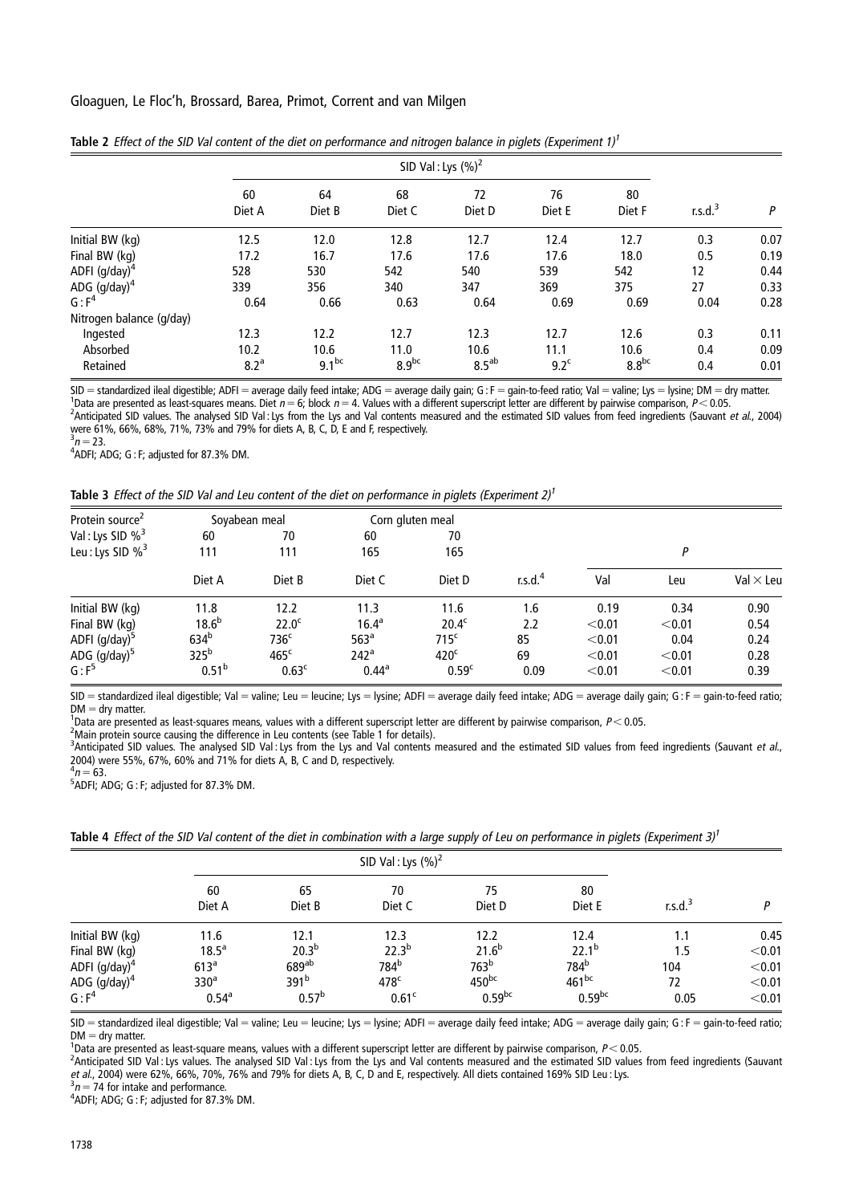**Table 2** *Effect of the SID Val content of the diet on performance and nitrogen balance in piglets (Experiment 1)*[1]

| | SID Val : Lys (%)[2] | | | | | | | |
|---|---|---|---|---|---|---|---|---|
| | 60 Diet A | 64 Diet B | 68 Diet C | 72 Diet D | 76 Diet E | 80 Diet F | r.s.d.[3] | *P* |
| Initial BW (kg) | 12.5 | 12.0 | 12.8 | 12.7 | 12.4 | 12.7 | 0.3 | 0.07 |
| Final BW (kg) | 17.2 | 16.7 | 17.6 | 17.6 | 17.6 | 18.0 | 0.5 | 0.19 |
| ADFI (g/day)[4] | 528 | 530 | 542 | 540 | 539 | 542 | 12 | 0.44 |
| ADG (g/day)[4] | 339 | 356 | 340 | 347 | 369 | 375 | 27 | 0.33 |
| G : F[4] | 0.64 | 0.66 | 0.63 | 0.64 | 0.69 | 0.69 | 0.04 | 0.28 |
| Nitrogen balance (g/day) | | | | | | | | |
| Ingested | 12.3 | 12.2 | 12.7 | 12.3 | 12.7 | 12.6 | 0.3 | 0.11 |
| Absorbed | 10.2 | 10.6 | 11.0 | 10.6 | 11.1 | 10.6 | 0.4 | 0.09 |
| Retained | $8.2^{a}$ | $9.1^{bc}$ | $8.9^{bc}$ | $8.5^{ab}$ | $9.2^{c}$ | $8.8^{bc}$ | 0.4 | 0.01 |

SID = standardized ileal digestible; ADFI = average daily feed intake; ADG = average daily gain; G : F = gain-to-feed ratio; Val = valine; Lys = lysine; DM = dry matter.
[1]Data are presented as least-squares means. Diet $n = 6$; block $n = 4$. Values with a different superscript letter are different by pairwise comparison, $P < 0.05$.
[2]Anticipated SID values. The analysed SID Val : Lys from the Lys and Val contents measured and the estimated SID values from feed ingredients (Sauvant *et al.*, 2004) were 61%, 66%, 68%, 71%, 73% and 79% for diets A, B, C, D, E and F, respectively.
[3]$n = 23$.
[4]ADFI; ADG; G : F; adjusted for 87.3% DM.

**Table 3** *Effect of the SID Val and Leu content of the diet on performance in piglets (Experiment 2)*[1]

| Protein source[2] | Soyabean meal | | Corn gluten meal | | | | | |
|---|---|---|---|---|---|---|---|---|
| Val : Lys SID %[3] | 60 | 70 | 60 | 70 | | | | |
| Leu : Lys SID %[3] | 111 | 111 | 165 | 165 | | *P* | | |
| | Diet A | Diet B | Diet C | Diet D | r.s.d.[4] | Val | Leu | Val × Leu |
| Initial BW (kg) | 11.8 | 12.2 | 11.3 | 11.6 | 1.6 | 0.19 | 0.34 | 0.90 |
| Final BW (kg) | $18.6^{b}$ | $22.0^{c}$ | $16.4^{a}$ | $20.4^{c}$ | 2.2 | <0.01 | <0.01 | 0.54 |
| ADFI (g/day)[5] | $634^{b}$ | $736^{c}$ | $563^{a}$ | $715^{c}$ | 85 | <0.01 | 0.04 | 0.24 |
| ADG (g/day)[5] | $325^{b}$ | $465^{c}$ | $242^{a}$ | $420^{c}$ | 69 | <0.01 | <0.01 | 0.28 |
| G : F[5] | $0.51^{b}$ | $0.63^{c}$ | $0.44^{a}$ | $0.59^{c}$ | 0.09 | <0.01 | <0.01 | 0.39 |

SID = standardized ileal digestible; Val = valine; Leu = leucine; Lys = lysine; ADFI = average daily feed intake; ADG = average daily gain; G : F = gain-to-feed ratio; DM = dry matter.
[1]Data are presented as least-squares means, values with a different superscript letter are different by pairwise comparison, $P < 0.05$.
[2]Main protein source causing the difference in Leu contents (see Table 1 for details).
[3]Anticipated SID values. The analysed SID Val : Lys from the Lys and Val contents measured and the estimated SID values from feed ingredients (Sauvant *et al.*, 2004) were 55%, 67%, 60% and 71% for diets A, B, C and D, respectively.
[4]$n = 63$.
[5]ADFI; ADG; G : F; adjusted for 87.3% DM.

**Table 4** *Effect of the SID Val content of the diet in combination with a large supply of Leu on performance in piglets (Experiment 3)*[1]

| | SID Val : Lys (%)[2] | | | | | | |
|---|---|---|---|---|---|---|---|
| | 60 Diet A | 65 Diet B | 70 Diet C | 75 Diet D | 80 Diet E | r.s.d.[3] | *P* |
| Initial BW (kg) | 11.6 | 12.1 | 12.3 | 12.2 | 12.4 | 1.1 | 0.45 |
| Final BW (kg) | $18.5^{a}$ | $20.3^{b}$ | $22.3^{b}$ | $21.6^{b}$ | $22.1^{b}$ | 1.5 | <0.01 |
| ADFI (g/day)[4] | $613^{a}$ | $689^{ab}$ | $784^{b}$ | $763^{b}$ | $784^{b}$ | 104 | <0.01 |
| ADG (g/day)[4] | $330^{a}$ | $391^{b}$ | $478^{c}$ | $450^{bc}$ | $461^{bc}$ | 72 | <0.01 |
| G : F[4] | $0.54^{a}$ | $0.57^{b}$ | $0.61^{c}$ | $0.59^{bc}$ | $0.59^{bc}$ | 0.05 | <0.01 |

SID = standardized ileal digestible; Val = valine; Leu = leucine; Lys = lysine; ADFI = average daily feed intake; ADG = average daily gain; G : F = gain-to-feed ratio; DM = dry matter.
[1]Data are presented as least-square means, values with a different superscript letter are different by pairwise comparison, $P < 0.05$.
[2]Anticipated SID values. The analysed SID Val : Lys from the Lys and Val contents measured and the estimated SID values from feed ingredients (Sauvant *et al.*, 2004) were 62%, 66%, 70%, 76% and 79% for diets A, B, C, D and E, respectively. All diets contained 169% SID Leu : Lys.
[3]$n = 74$ for intake and performance.
[4]ADFI; ADG; G : F; adjusted for 87.3% DM.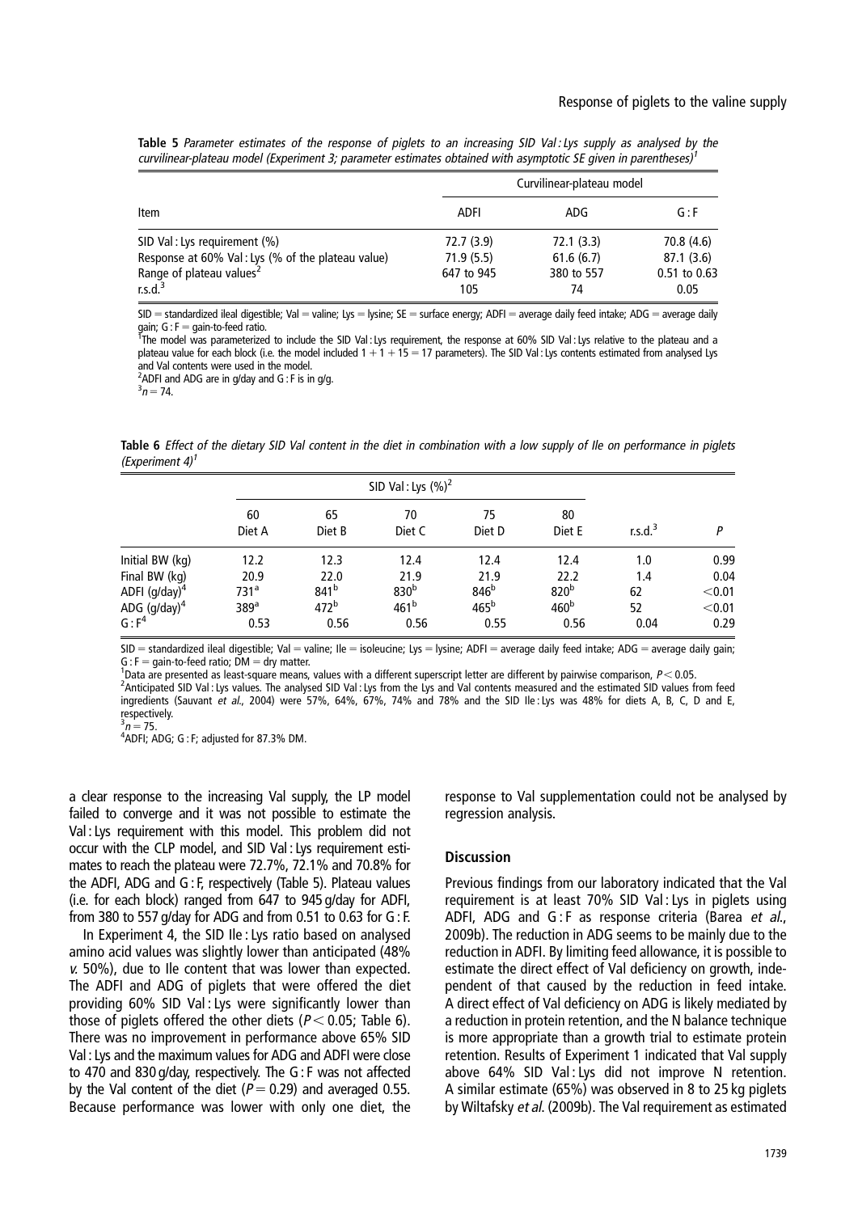**Table 5** *Parameter estimates of the response of piglets to an increasing SID Val : Lys supply as analysed by the curvilinear-plateau model (Experiment 3; parameter estimates obtained with asymptotic SE given in parentheses)*[1]

| Item | Curvilinear-plateau model | | |
|---|---|---|---|
| | ADFI | ADG | G : F |
| SID Val : Lys requirement (%) | 72.7 (3.9) | 72.1 (3.3) | 70.8 (4.6) |
| Response at 60% Val : Lys (% of the plateau value) | 71.9 (5.5) | 61.6 (6.7) | 87.1 (3.6) |
| Range of plateau values[2] | 647 to 945 | 380 to 557 | 0.51 to 0.63 |
| r.s.d.[3] | 105 | 74 | 0.05 |

SID = standardized ileal digestible; Val = valine; Lys = lysine; SE = surface energy; ADFI = average daily feed intake; ADG = average daily gain; G : F = gain-to-feed ratio.
[1]The model was parameterized to include the SID Val : Lys requirement, the response at 60% SID Val : Lys relative to the plateau and a plateau value for each block (i.e. the model included 1 + 1 + 15 = 17 parameters). The SID Val : Lys contents estimated from analysed Lys and Val contents were used in the model.
[2]ADFI and ADG are in g/day and G : F is in g/g.
[3]$n = 74$.

**Table 6** *Effect of the dietary SID Val content in the diet in combination with a low supply of Ile on performance in piglets (Experiment 4)*[1]

| | SID Val : Lys (%)[2] | | | | | | |
|---|---|---|---|---|---|---|---|
| | 60 Diet A | 65 Diet B | 70 Diet C | 75 Diet D | 80 Diet E | r.s.d.[3] | *P* |
| Initial BW (kg) | 12.2 | 12.3 | 12.4 | 12.4 | 12.4 | 1.0 | 0.99 |
| Final BW (kg) | 20.9 | 22.0 | 21.9 | 21.9 | 22.2 | 1.4 | 0.04 |
| ADFI (g/day)[4] | 731[a] | 841[b] | 830[b] | 846[b] | 820[b] | 62 | <0.01 |
| ADG (g/day)[4] | 389[a] | 472[b] | 461[b] | 465[b] | 460[b] | 52 | <0.01 |
| G : F[4] | 0.53 | 0.56 | 0.56 | 0.55 | 0.56 | 0.04 | 0.29 |

SID = standardized ileal digestible; Val = valine; Ile = isoleucine; Lys = lysine; ADFI = average daily feed intake; ADG = average daily gain; G : F = gain-to-feed ratio; DM = dry matter.
[1]Data are presented as least-square means, values with a different superscript letter are different by pairwise comparison, $P < 0.05$.
[2]Anticipated SID Val : Lys values. The analysed SID Val : Lys from the Lys and Val contents measured and the estimated SID values from feed ingredients (Sauvant *et al.*, 2004) were 57%, 64%, 67%, 74% and 78% and the SID Ile : Lys was 48% for diets A, B, C, D and E, respectively.
[3]$n = 75$.
[4]ADFI; ADG; G : F; adjusted for 87.3% DM.

a clear response to the increasing Val supply, the LP model failed to converge and it was not possible to estimate the Val : Lys requirement with this model. This problem did not occur with the CLP model, and SID Val : Lys requirement estimates to reach the plateau were 72.7%, 72.1% and 70.8% for the ADFI, ADG and G : F, respectively (Table 5). Plateau values (i.e. for each block) ranged from 647 to 945 g/day for ADFI, from 380 to 557 g/day for ADG and from 0.51 to 0.63 for G : F.

In Experiment 4, the SID Ile : Lys ratio based on analysed amino acid values was slightly lower than anticipated (48% *v.* 50%), due to Ile content that was lower than expected. The ADFI and ADG of piglets that were offered the diet providing 60% SID Val : Lys were significantly lower than those of piglets offered the other diets ($P < 0.05$; Table 6). There was no improvement in performance above 65% SID Val : Lys and the maximum values for ADG and ADFI were close to 470 and 830 g/day, respectively. The G : F was not affected by the Val content of the diet ($P = 0.29$) and averaged 0.55. Because performance was lower with only one diet, the response to Val supplementation could not be analysed by regression analysis.

## Discussion

Previous findings from our laboratory indicated that the Val requirement is at least 70% SID Val : Lys in piglets using ADFI, ADG and G : F as response criteria (Barea *et al.*, 2009b). The reduction in ADG seems to be mainly due to the reduction in ADFI. By limiting feed allowance, it is possible to estimate the direct effect of Val deficiency on growth, independent of that caused by the reduction in feed intake. A direct effect of Val deficiency on ADG is likely mediated by a reduction in protein retention, and the N balance technique is more appropriate than a growth trial to estimate protein retention. Results of Experiment 1 indicated that Val supply above 64% SID Val : Lys did not improve N retention. A similar estimate (65%) was observed in 8 to 25 kg piglets by Wiltafsky *et al.* (2009b). The Val requirement as estimated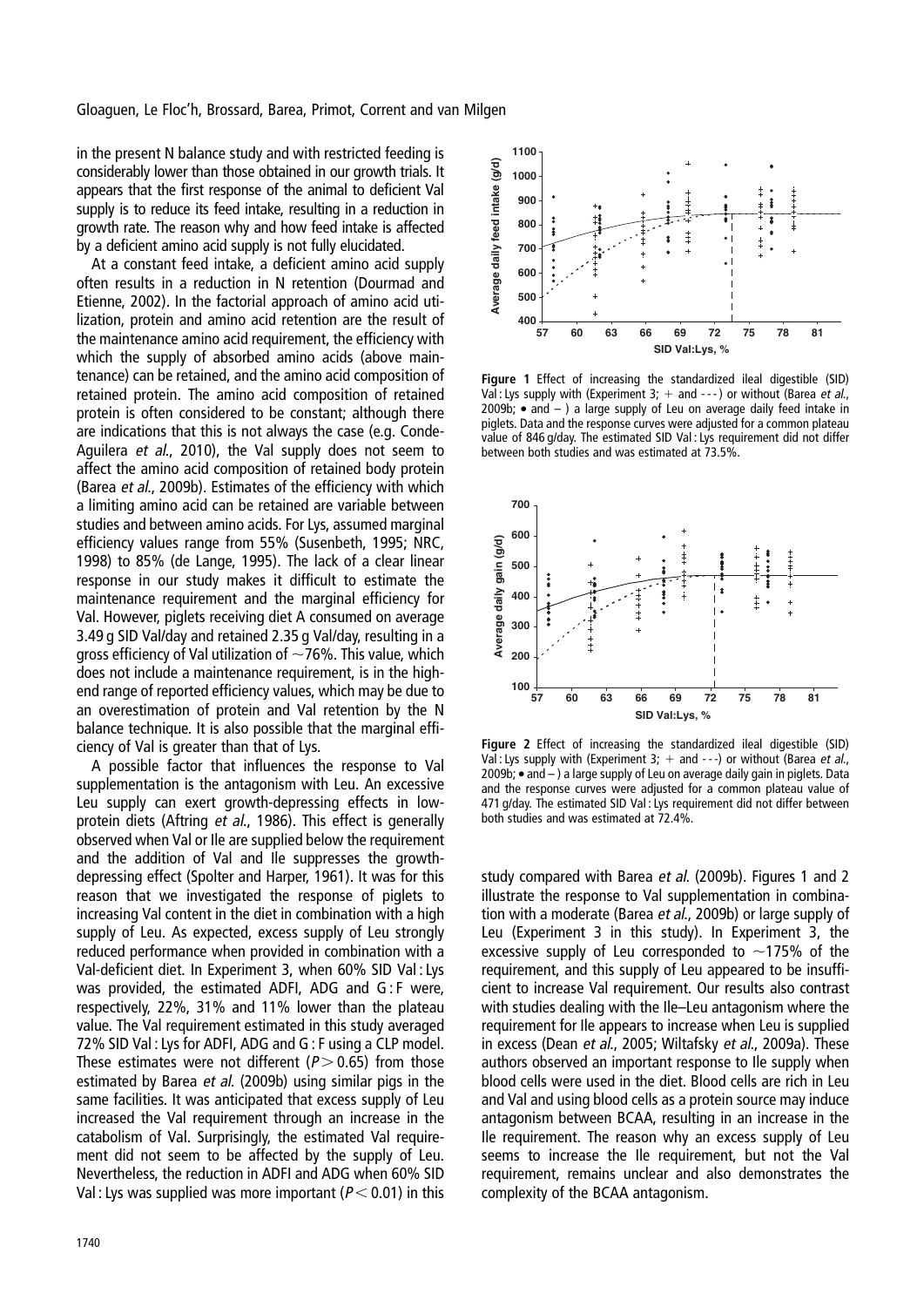in the present N balance study and with restricted feeding is considerably lower than those obtained in our growth trials. It appears that the first response of the animal to deficient Val supply is to reduce its feed intake, resulting in a reduction in growth rate. The reason why and how feed intake is affected by a deficient amino acid supply is not fully elucidated.

At a constant feed intake, a deficient amino acid supply often results in a reduction in N retention (Dourmad and Etienne, 2002). In the factorial approach of amino acid utilization, protein and amino acid retention are the result of the maintenance amino acid requirement, the efficiency with which the supply of absorbed amino acids (above maintenance) can be retained, and the amino acid composition of retained protein. The amino acid composition of retained protein is often considered to be constant; although there are indications that this is not always the case (e.g. Conde-Aguilera *et al.*, 2010), the Val supply does not seem to affect the amino acid composition of retained body protein (Barea *et al.*, 2009b). Estimates of the efficiency with which a limiting amino acid can be retained are variable between studies and between amino acids. For Lys, assumed marginal efficiency values range from 55% (Susenbeth, 1995; NRC, 1998) to 85% (de Lange, 1995). The lack of a clear linear response in our study makes it difficult to estimate the maintenance requirement and the marginal efficiency for Val. However, piglets receiving diet A consumed on average 3.49 g SID Val/day and retained 2.35 g Val/day, resulting in a gross efficiency of Val utilization of ~76%. This value, which does not include a maintenance requirement, is in the high-end range of reported efficiency values, which may be due to an overestimation of protein and Val retention by the N balance technique. It is also possible that the marginal efficiency of Val is greater than that of Lys.

A possible factor that influences the response to Val supplementation is the antagonism with Leu. An excessive Leu supply can exert growth-depressing effects in low-protein diets (Aftring *et al.*, 1986). This effect is generally observed when Val or Ile are supplied below the requirement and the addition of Val and Ile suppresses the growth-depressing effect (Spolter and Harper, 1961). It was for this reason that we investigated the response of piglets to increasing Val content in the diet in combination with a high supply of Leu. As expected, excess supply of Leu strongly reduced performance when provided in combination with a Val-deficient diet. In Experiment 3, when 60% SID Val : Lys was provided, the estimated ADFI, ADG and G : F were, respectively, 22%, 31% and 11% lower than the plateau value. The Val requirement estimated in this study averaged 72% SID Val : Lys for ADFI, ADG and G : F using a CLP model. These estimates were not different ($P > 0.65$) from those estimated by Barea *et al.* (2009b) using similar pigs in the same facilities. It was anticipated that excess supply of Leu increased the Val requirement through an increase in the catabolism of Val. Surprisingly, the estimated Val requirement did not seem to be affected by the supply of Leu. Nevertheless, the reduction in ADFI and ADG when 60% SID Val : Lys was supplied was more important ($P < 0.01$) in this study compared with Barea *et al.* (2009b). Figures 1 and 2 illustrate the response to Val supplementation in combination with a moderate (Barea *et al.*, 2009b) or large supply of Leu (Experiment 3 in this study). In Experiment 3, the excessive supply of Leu corresponded to ~175% of the requirement, and this supply of Leu appeared to be insufficient to increase Val requirement. Our results also contrast with studies dealing with the Ile–Leu antagonism where the requirement for Ile appears to increase when Leu is supplied in excess (Dean *et al.*, 2005; Wiltafsky *et al.*, 2009a). These authors observed an important response to Ile supply when blood cells were used in the diet. Blood cells are rich in Leu and Val and using blood cells as a protein source may induce antagonism between BCAA, resulting in an increase in the Ile requirement. The reason why an excess supply of Leu seems to increase the Ile requirement, but not the Val requirement, remains unclear and also demonstrates the complexity of the BCAA antagonism.

**Figure 1** Effect of increasing the standardized ileal digestible (SID) Val : Lys supply with (Experiment 3; + and - - -) or without (Barea *et al.*, 2009b; • and – ) a large supply of Leu on average daily feed intake in piglets. Data and the response curves were adjusted for a common plateau value of 846 g/day. The estimated SID Val : Lys requirement did not differ between both studies and was estimated at 73.5%.

**Figure 2** Effect of increasing the standardized ileal digestible (SID) Val : Lys supply with (Experiment 3; + and - - -) or without (Barea *et al.*, 2009b; • and – ) a large supply of Leu on average daily gain in piglets. Data and the response curves were adjusted for a common plateau value of 471 g/day. The estimated SID Val : Lys requirement did not differ between both studies and was estimated at 72.4%.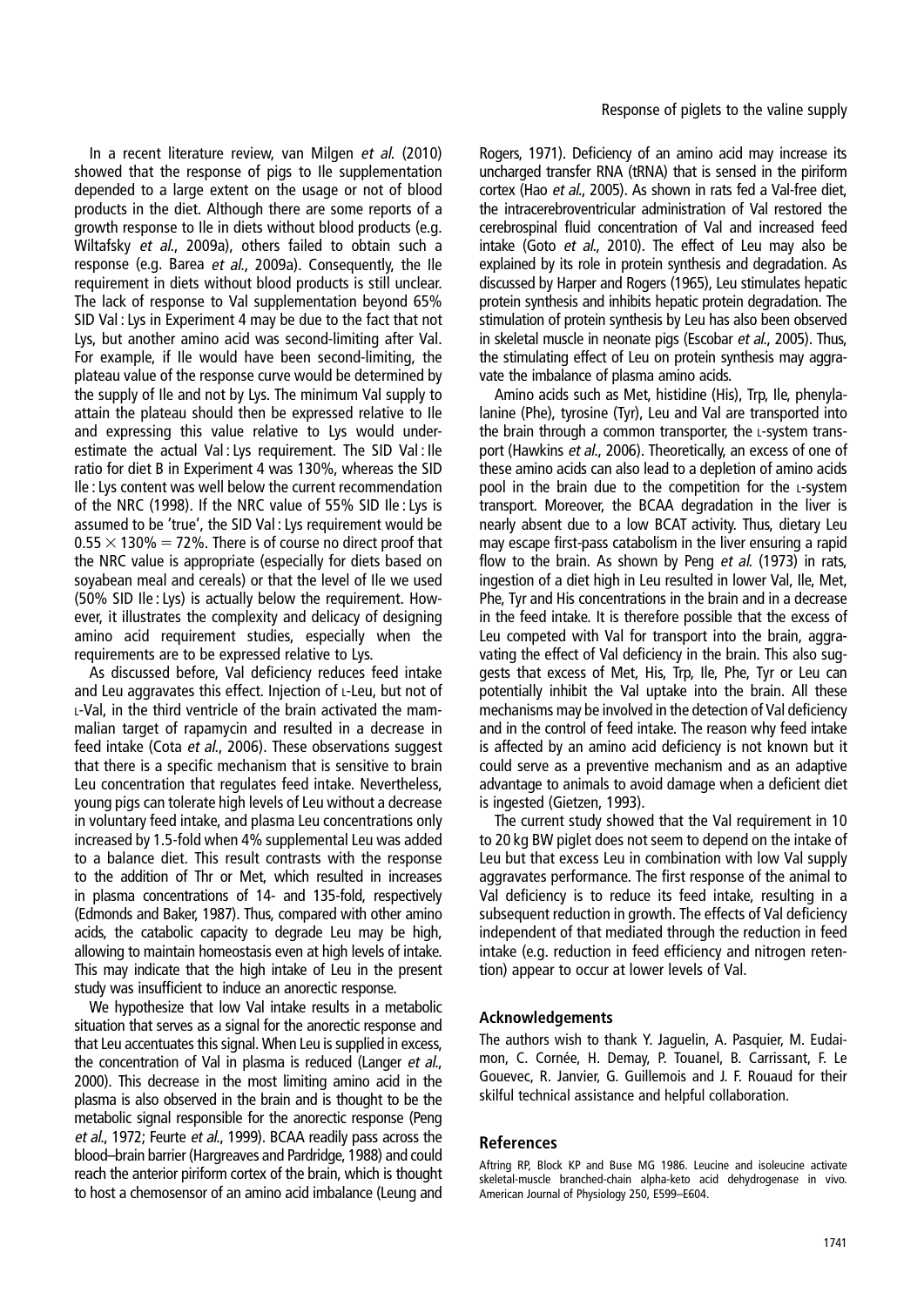In a recent literature review, van Milgen *et al.* (2010) showed that the response of pigs to Ile supplementation depended to a large extent on the usage or not of blood products in the diet. Although there are some reports of a growth response to Ile in diets without blood products (e.g. Wiltafsky *et al.*, 2009a), others failed to obtain such a response (e.g. Barea *et al.*, 2009a). Consequently, the Ile requirement in diets without blood products is still unclear. The lack of response to Val supplementation beyond 65% SID Val : Lys in Experiment 4 may be due to the fact that not Lys, but another amino acid was second-limiting after Val. For example, if Ile would have been second-limiting, the plateau value of the response curve would be determined by the supply of Ile and not by Lys. The minimum Val supply to attain the plateau should then be expressed relative to Ile and expressing this value relative to Lys would underestimate the actual Val : Lys requirement. The SID Val : Ile ratio for diet B in Experiment 4 was 130%, whereas the SID Ile : Lys content was well below the current recommendation of the NRC (1998). If the NRC value of 55% SID Ile : Lys is assumed to be 'true', the SID Val : Lys requirement would be $0.55 \times 130\% = 72\%$. There is of course no direct proof that the NRC value is appropriate (especially for diets based on soyabean meal and cereals) or that the level of Ile we used (50% SID Ile : Lys) is actually below the requirement. However, it illustrates the complexity and delicacy of designing amino acid requirement studies, especially when the requirements are to be expressed relative to Lys.

As discussed before, Val deficiency reduces feed intake and Leu aggravates this effect. Injection of L-Leu, but not of L-Val, in the third ventricle of the brain activated the mammalian target of rapamycin and resulted in a decrease in feed intake (Cota *et al.*, 2006). These observations suggest that there is a specific mechanism that is sensitive to brain Leu concentration that regulates feed intake. Nevertheless, young pigs can tolerate high levels of Leu without a decrease in voluntary feed intake, and plasma Leu concentrations only increased by 1.5-fold when 4% supplemental Leu was added to a balance diet. This result contrasts with the response to the addition of Thr or Met, which resulted in increases in plasma concentrations of 14- and 135-fold, respectively (Edmonds and Baker, 1987). Thus, compared with other amino acids, the catabolic capacity to degrade Leu may be high, allowing to maintain homeostasis even at high levels of intake. This may indicate that the high intake of Leu in the present study was insufficient to induce an anorectic response.

We hypothesize that low Val intake results in a metabolic situation that serves as a signal for the anorectic response and that Leu accentuates this signal. When Leu is supplied in excess, the concentration of Val in plasma is reduced (Langer *et al.*, 2000). This decrease in the most limiting amino acid in the plasma is also observed in the brain and is thought to be the metabolic signal responsible for the anorectic response (Peng *et al.*, 1972; Feurte *et al.*, 1999). BCAA readily pass across the blood–brain barrier (Hargreaves and Pardridge, 1988) and could reach the anterior piriform cortex of the brain, which is thought to host a chemosensor of an amino acid imbalance (Leung and Rogers, 1971). Deficiency of an amino acid may increase its uncharged transfer RNA (tRNA) that is sensed in the piriform cortex (Hao *et al.*, 2005). As shown in rats fed a Val-free diet, the intracerebroventricular administration of Val restored the cerebrospinal fluid concentration of Val and increased feed intake (Goto *et al.*, 2010). The effect of Leu may also be explained by its role in protein synthesis and degradation. As discussed by Harper and Rogers (1965), Leu stimulates hepatic protein synthesis and inhibits hepatic protein degradation. The stimulation of protein synthesis by Leu has also been observed in skeletal muscle in neonate pigs (Escobar *et al.*, 2005). Thus, the stimulating effect of Leu on protein synthesis may aggravate the imbalance of plasma amino acids.

Amino acids such as Met, histidine (His), Trp, Ile, phenylalanine (Phe), tyrosine (Tyr), Leu and Val are transported into the brain through a common transporter, the L-system transport (Hawkins *et al.*, 2006). Theoretically, an excess of one of these amino acids can also lead to a depletion of amino acids pool in the brain due to the competition for the L-system transport. Moreover, the BCAA degradation in the liver is nearly absent due to a low BCAT activity. Thus, dietary Leu may escape first-pass catabolism in the liver ensuring a rapid flow to the brain. As shown by Peng *et al.* (1973) in rats, ingestion of a diet high in Leu resulted in lower Val, Ile, Met, Phe, Tyr and His concentrations in the brain and in a decrease in the feed intake. It is therefore possible that the excess of Leu competed with Val for transport into the brain, aggravating the effect of Val deficiency in the brain. This also suggests that excess of Met, His, Trp, Ile, Phe, Tyr or Leu can potentially inhibit the Val uptake into the brain. All these mechanisms may be involved in the detection of Val deficiency and in the control of feed intake. The reason why feed intake is affected by an amino acid deficiency is not known but it could serve as a preventive mechanism and as an adaptive advantage to animals to avoid damage when a deficient diet is ingested (Gietzen, 1993).

The current study showed that the Val requirement in 10 to 20 kg BW piglet does not seem to depend on the intake of Leu but that excess Leu in combination with low Val supply aggravates performance. The first response of the animal to Val deficiency is to reduce its feed intake, resulting in a subsequent reduction in growth. The effects of Val deficiency independent of that mediated through the reduction in feed intake (e.g. reduction in feed efficiency and nitrogen retention) appear to occur at lower levels of Val.

## Acknowledgements

The authors wish to thank Y. Jaguelin, A. Pasquier, M. Eudaimon, C. Cornée, H. Demay, P. Touanel, B. Carrissant, F. Le Gouevec, R. Janvier, G. Guillemois and J. F. Rouaud for their skilful technical assistance and helpful collaboration.

## References

Aftring RP, Block KP and Buse MG 1986. Leucine and isoleucine activate skeletal-muscle branched-chain alpha-keto acid dehydrogenase in vivo. American Journal of Physiology 250, E599–E604.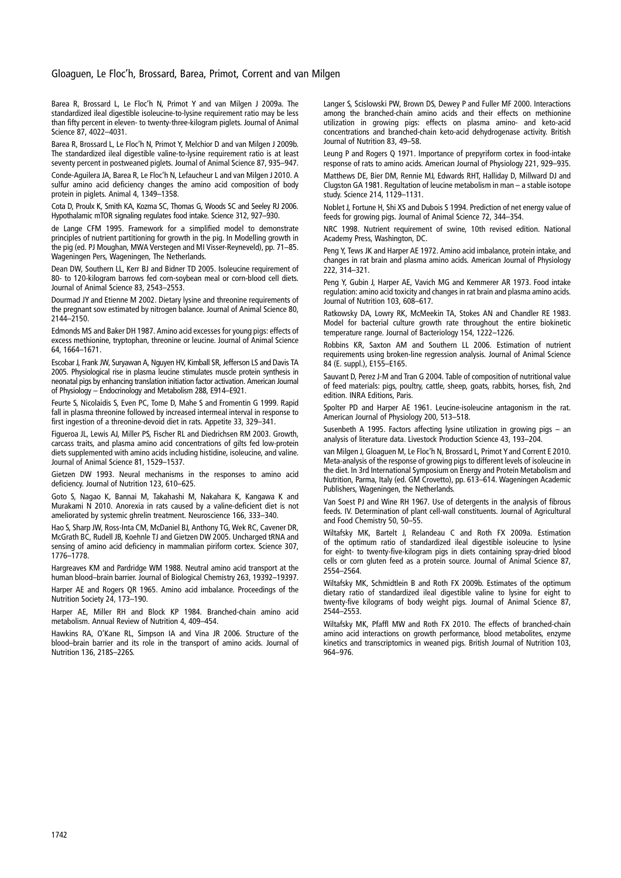Barea R, Brossard L, Le Floc'h N, Primot Y and van Milgen J 2009a. The standardized ileal digestible isoleucine-to-lysine requirement ratio may be less than fifty percent in eleven- to twenty-three-kilogram piglets. Journal of Animal Science 87, 4022–4031.

Barea R, Brossard L, Le Floc'h N, Primot Y, Melchior D and van Milgen J 2009b. The standardized ileal digestible valine-to-lysine requirement ratio is at least seventy percent in postweaned piglets. Journal of Animal Science 87, 935–947.

Conde-Aguilera JA, Barea R, Le Floc'h N, Lefaucheur L and van Milgen J 2010. A sulfur amino acid deficiency changes the amino acid composition of body protein in piglets. Animal 4, 1349–1358.

Cota D, Proulx K, Smith KA, Kozma SC, Thomas G, Woods SC and Seeley RJ 2006. Hypothalamic mTOR signaling regulates food intake. Science 312, 927–930.

de Lange CFM 1995. Framework for a simplified model to demonstrate principles of nutrient partitioning for growth in the pig. In Modelling growth in the pig (ed. PJ Moughan, MWA Verstegen and MI Visser-Reyneveld), pp. 71–85. Wageningen Pers, Wageningen, The Netherlands.

Dean DW, Southern LL, Kerr BJ and Bidner TD 2005. Isoleucine requirement of 80- to 120-kilogram barrows fed corn-soybean meal or corn-blood cell diets. Journal of Animal Science 83, 2543–2553.

Dourmad JY and Etienne M 2002. Dietary lysine and threonine requirements of the pregnant sow estimated by nitrogen balance. Journal of Animal Science 80, 2144–2150.

Edmonds MS and Baker DH 1987. Amino acid excesses for young pigs: effects of excess methionine, tryptophan, threonine or leucine. Journal of Animal Science 64, 1664–1671.

Escobar J, Frank JW, Suryawan A, Nguyen HV, Kimball SR, Jefferson LS and Davis TA 2005. Physiological rise in plasma leucine stimulates muscle protein synthesis in neonatal pigs by enhancing translation initiation factor activation. American Journal of Physiology – Endocrinology and Metabolism 288, E914–E921.

Feurte S, Nicolaidis S, Even PC, Tome D, Mahe S and Fromentin G 1999. Rapid fall in plasma threonine followed by increased intermeal interval in response to first ingestion of a threonine-devoid diet in rats. Appetite 33, 329–341.

Figueroa JL, Lewis AJ, Miller PS, Fischer RL and Diedrichsen RM 2003. Growth, carcass traits, and plasma amino acid concentrations of gilts fed low-protein diets supplemented with amino acids including histidine, isoleucine, and valine. Journal of Animal Science 81, 1529–1537.

Gietzen DW 1993. Neural mechanisms in the responses to amino acid deficiency. Journal of Nutrition 123, 610–625.

Goto S, Nagao K, Bannai M, Takahashi M, Nakahara K, Kangawa K and Murakami N 2010. Anorexia in rats caused by a valine-deficient diet is not ameliorated by systemic ghrelin treatment. Neuroscience 166, 333–340.

Hao S, Sharp JW, Ross-Inta CM, McDaniel BJ, Anthony TG, Wek RC, Cavener DR, McGrath BC, Rudell JB, Koehnle TJ and Gietzen DW 2005. Uncharged tRNA and sensing of amino acid deficiency in mammalian piriform cortex. Science 307, 1776–1778.

Hargreaves KM and Pardridge WM 1988. Neutral amino acid transport at the human blood–brain barrier. Journal of Biological Chemistry 263, 19392–19397.

Harper AE and Rogers QR 1965. Amino acid imbalance. Proceedings of the Nutrition Society 24, 173–190.

Harper AE, Miller RH and Block KP 1984. Branched-chain amino acid metabolism. Annual Review of Nutrition 4, 409–454.

Hawkins RA, O'Kane RL, Simpson IA and Vina JR 2006. Structure of the blood–brain barrier and its role in the transport of amino acids. Journal of Nutrition 136, 218S–226S.

Langer S, Scislowski PW, Brown DS, Dewey P and Fuller MF 2000. Interactions among the branched-chain amino acids and their effects on methionine utilization in growing pigs: effects on plasma amino- and keto-acid concentrations and branched-chain keto-acid dehydrogenase activity. British Journal of Nutrition 83, 49–58.

Leung P and Rogers Q 1971. Importance of prepyriform cortex in food-intake response of rats to amino acids. American Journal of Physiology 221, 929–935.

Matthews DE, Bier DM, Rennie MJ, Edwards RHT, Halliday D, Millward DJ and Clugston GA 1981. Regultation of leucine metabolism in man – a stable isotope study. Science 214, 1129–1131.

Noblet J, Fortune H, Shi XS and Dubois S 1994. Prediction of net energy value of feeds for growing pigs. Journal of Animal Science 72, 344–354.

NRC 1998. Nutrient requirement of swine, 10th revised edition. National Academy Press, Washington, DC.

Peng Y, Tews JK and Harper AE 1972. Amino acid imbalance, protein intake, and changes in rat brain and plasma amino acids. American Journal of Physiology 222, 314–321.

Peng Y, Gubin J, Harper AE, Vavich MG and Kemmerer AR 1973. Food intake regulation: amino acid toxicity and changes in rat brain and plasma amino acids. Journal of Nutrition 103, 608–617.

Ratkowsky DA, Lowry RK, McMeekin TA, Stokes AN and Chandler RE 1983. Model for bacterial culture growth rate throughout the entire biokinetic temperature range. Journal of Bacteriology 154, 1222–1226.

Robbins KR, Saxton AM and Southern LL 2006. Estimation of nutrient requirements using broken-line regression analysis. Journal of Animal Science 84 (E. suppl.), E155–E165.

Sauvant D, Perez J-M and Tran G 2004. Table of composition of nutritional value of feed materials: pigs, poultry, cattle, sheep, goats, rabbits, horses, fish, 2nd edition. INRA Editions, Paris.

Spolter PD and Harper AE 1961. Leucine-isoleucine antagonism in the rat. American Journal of Physiology 200, 513–518.

Susenbeth A 1995. Factors affecting lysine utilization in growing pigs – an analysis of literature data. Livestock Production Science 43, 193–204.

van Milgen J, Gloaguen M, Le Floc'h N, Brossard L, Primot Y and Corrent E 2010. Meta-analysis of the response of growing pigs to different levels of isoleucine in the diet. In 3rd International Symposium on Energy and Protein Metabolism and Nutrition, Parma, Italy (ed. GM Crovetto), pp. 613–614. Wageningen Academic Publishers, Wageningen, the Netherlands.

Van Soest PJ and Wine RH 1967. Use of detergents in the analysis of fibrous feeds. IV. Determination of plant cell-wall constituents. Journal of Agricultural and Food Chemistry 50, 50–55.

Wiltafsky MK, Bartelt J, Relandeau C and Roth FX 2009a. Estimation of the optimum ratio of standardized ileal digestible isoleucine to lysine for eight- to twenty-five-kilogram pigs in diets containing spray-dried blood cells or corn gluten feed as a protein source. Journal of Animal Science 87, 2554–2564.

Wiltafsky MK, Schmidtlein B and Roth FX 2009b. Estimates of the optimum dietary ratio of standardized ileal digestible valine to lysine for eight to twenty-five kilograms of body weight pigs. Journal of Animal Science 87, 2544–2553.

Wiltafsky MK, Pfaffl MW and Roth FX 2010. The effects of branched-chain amino acid interactions on growth performance, blood metabolites, enzyme kinetics and transcriptomics in weaned pigs. British Journal of Nutrition 103, 964–976.